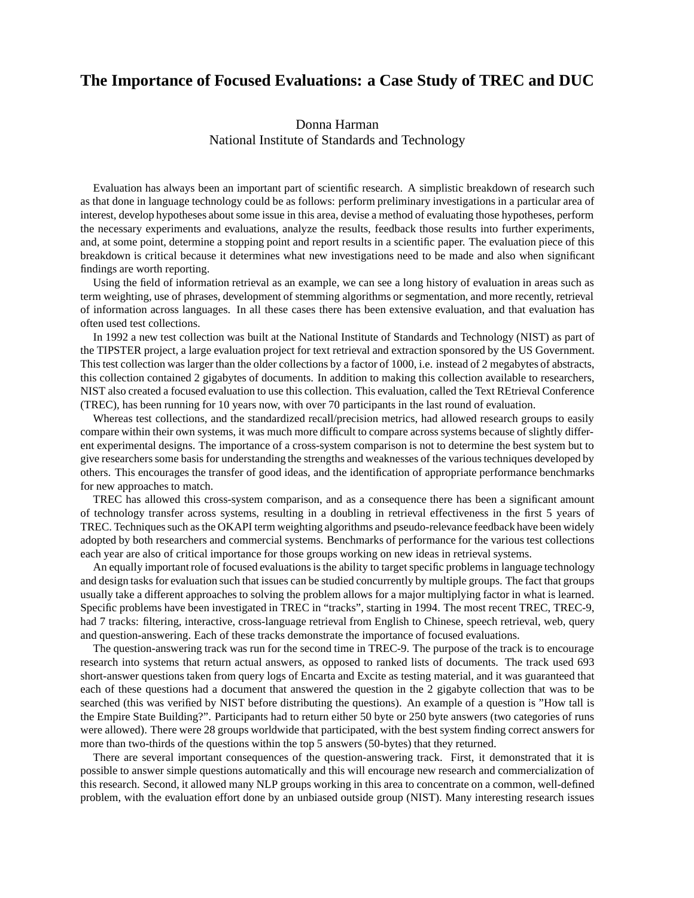# The Importance of Focused Evaluations: a Case Study of TREC and DUC

Donna Harman
National Institute of Standards and Technology

Evaluation has always been an important part of scientific research. A simplistic breakdown of research such as that done in language technology could be as follows: perform preliminary investigations in a particular area of interest, develop hypotheses about some issue in this area, devise a method of evaluating those hypotheses, perform the necessary experiments and evaluations, analyze the results, feedback those results into further experiments, and, at some point, determine a stopping point and report results in a scientific paper. The evaluation piece of this breakdown is critical because it determines what new investigations need to be made and also when significant findings are worth reporting.

Using the field of information retrieval as an example, we can see a long history of evaluation in areas such as term weighting, use of phrases, development of stemming algorithms or segmentation, and more recently, retrieval of information across languages. In all these cases there has been extensive evaluation, and that evaluation has often used test collections.

In 1992 a new test collection was built at the National Institute of Standards and Technology (NIST) as part of the TIPSTER project, a large evaluation project for text retrieval and extraction sponsored by the US Government. This test collection was larger than the older collections by a factor of 1000, i.e. instead of 2 megabytes of abstracts, this collection contained 2 gigabytes of documents. In addition to making this collection available to researchers, NIST also created a focused evaluation to use this collection. This evaluation, called the Text REtrieval Conference (TREC), has been running for 10 years now, with over 70 participants in the last round of evaluation.

Whereas test collections, and the standardized recall/precision metrics, had allowed research groups to easily compare within their own systems, it was much more difficult to compare across systems because of slightly different experimental designs. The importance of a cross-system comparison is not to determine the best system but to give researchers some basis for understanding the strengths and weaknesses of the various techniques developed by others. This encourages the transfer of good ideas, and the identification of appropriate performance benchmarks for new approaches to match.

TREC has allowed this cross-system comparison, and as a consequence there has been a significant amount of technology transfer across systems, resulting in a doubling in retrieval effectiveness in the first 5 years of TREC. Techniques such as the OKAPI term weighting algorithms and pseudo-relevance feedback have been widely adopted by both researchers and commercial systems. Benchmarks of performance for the various test collections each year are also of critical importance for those groups working on new ideas in retrieval systems.

An equally important role of focused evaluations is the ability to target specific problems in language technology and design tasks for evaluation such that issues can be studied concurrently by multiple groups. The fact that groups usually take a different approaches to solving the problem allows for a major multiplying factor in what is learned. Specific problems have been investigated in TREC in "tracks", starting in 1994. The most recent TREC, TREC-9, had 7 tracks: filtering, interactive, cross-language retrieval from English to Chinese, speech retrieval, web, query and question-answering. Each of these tracks demonstrate the importance of focused evaluations.

The question-answering track was run for the second time in TREC-9. The purpose of the track is to encourage research into systems that return actual answers, as opposed to ranked lists of documents. The track used 693 short-answer questions taken from query logs of Encarta and Excite as testing material, and it was guaranteed that each of these questions had a document that answered the question in the 2 gigabyte collection that was to be searched (this was verified by NIST before distributing the questions). An example of a question is "How tall is the Empire State Building?". Participants had to return either 50 byte or 250 byte answers (two categories of runs were allowed). There were 28 groups worldwide that participated, with the best system finding correct answers for more than two-thirds of the questions within the top 5 answers (50-bytes) that they returned.

There are several important consequences of the question-answering track. First, it demonstrated that it is possible to answer simple questions automatically and this will encourage new research and commercialization of this research. Second, it allowed many NLP groups working in this area to concentrate on a common, well-defined problem, with the evaluation effort done by an unbiased outside group (NIST). Many interesting research issues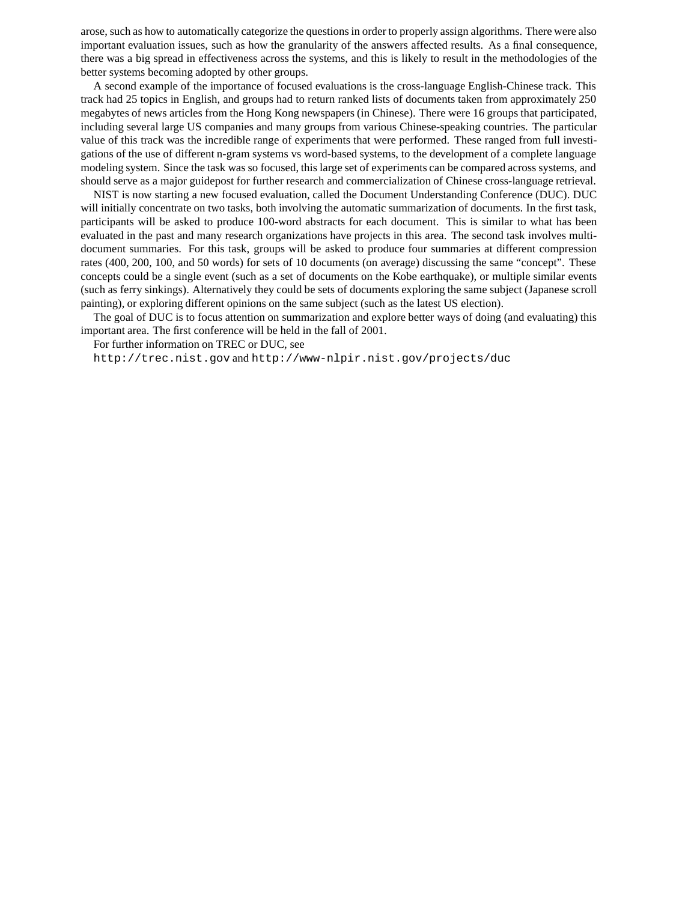arose, such as how to automatically categorize the questions in order to properly assign algorithms. There were also important evaluation issues, such as how the granularity of the answers affected results. As a final consequence, there was a big spread in effectiveness across the systems, and this is likely to result in the methodologies of the better systems becoming adopted by other groups.

A second example of the importance of focused evaluations is the cross-language English-Chinese track. This track had 25 topics in English, and groups had to return ranked lists of documents taken from approximately 250 megabytes of news articles from the Hong Kong newspapers (in Chinese). There were 16 groups that participated, including several large US companies and many groups from various Chinese-speaking countries. The particular value of this track was the incredible range of experiments that were performed. These ranged from full investigations of the use of different n-gram systems vs word-based systems, to the development of a complete language modeling system. Since the task was so focused, this large set of experiments can be compared across systems, and should serve as a major guidepost for further research and commercialization of Chinese cross-language retrieval.

NIST is now starting a new focused evaluation, called the Document Understanding Conference (DUC). DUC will initially concentrate on two tasks, both involving the automatic summarization of documents. In the first task, participants will be asked to produce 100-word abstracts for each document. This is similar to what has been evaluated in the past and many research organizations have projects in this area. The second task involves multi-document summaries. For this task, groups will be asked to produce four summaries at different compression rates (400, 200, 100, and 50 words) for sets of 10 documents (on average) discussing the same "concept". These concepts could be a single event (such as a set of documents on the Kobe earthquake), or multiple similar events (such as ferry sinkings). Alternatively they could be sets of documents exploring the same subject (Japanese scroll painting), or exploring different opinions on the same subject (such as the latest US election).

The goal of DUC is to focus attention on summarization and explore better ways of doing (and evaluating) this important area. The first conference will be held in the fall of 2001.

For further information on TREC or DUC, see
`http://trec.nist.gov` and `http://www-nlpir.nist.gov/projects/duc`